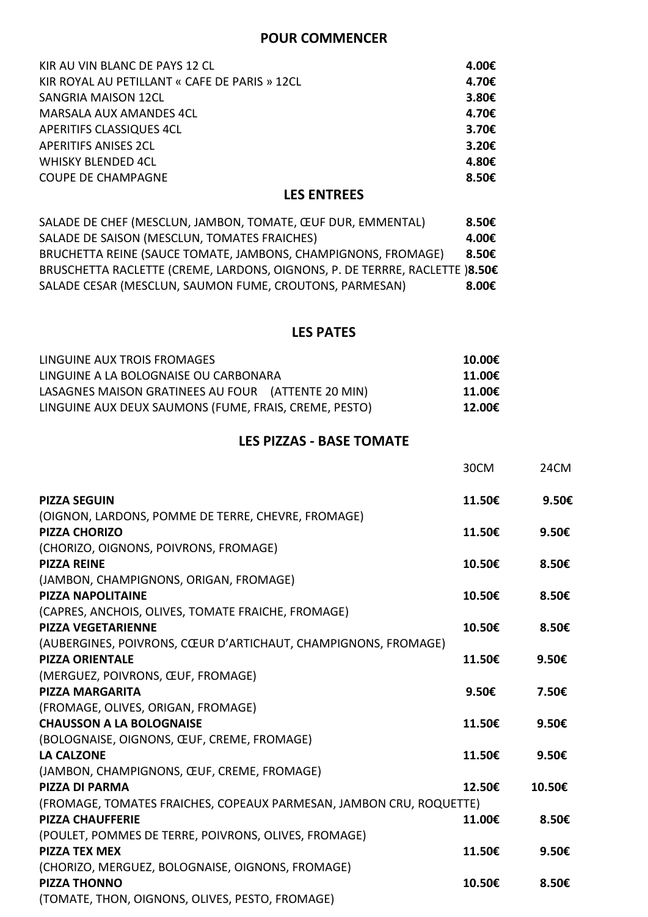## POUR COMMENCER

| | |
|---|---|
| KIR AU VIN BLANC DE PAYS 12 CL | 4.00€ |
| KIR ROYAL AU PETILLANT « CAFE DE PARIS » 12CL | 4.70€ |
| SANGRIA MAISON 12CL | 3.80€ |
| MARSALA AUX AMANDES 4CL | 4.70€ |
| APERITIFS CLASSIQUES 4CL | 3.70€ |
| APERITIFS ANISES 2CL | 3.20€ |
| WHISKY BLENDED 4CL | 4.80€ |
| COUPE DE CHAMPAGNE | 8.50€ |

## LES ENTREES

| | |
|---|---|
| SALADE DE CHEF (MESCLUN, JAMBON, TOMATE, ŒUF DUR, EMMENTAL) | 8.50€ |
| SALADE DE SAISON (MESCLUN, TOMATES FRAICHES) | 4.00€ |
| BRUCHETTA REINE (SAUCE TOMATE, JAMBONS, CHAMPIGNONS, FROMAGE) | 8.50€ |
| BRUSCHETTA RACLETTE (CREME, LARDONS, OIGNONS, P. DE TERRRE, RACLETTE ) | 8.50€ |
| SALADE CESAR (MESCLUN, SAUMON FUME, CROUTONS, PARMESAN) | 8.00€ |

## LES PATES

| | |
|---|---|
| LINGUINE AUX TROIS FROMAGES | 10.00€ |
| LINGUINE A LA BOLOGNAISE OU CARBONARA | 11.00€ |
| LASAGNES MAISON GRATINEES AU FOUR (ATTENTE 20 MIN) | 11.00€ |
| LINGUINE AUX DEUX SAUMONS (FUME, FRAIS, CREME, PESTO) | 12.00€ |

## LES PIZZAS - BASE TOMATE

| | 30CM | 24CM |
|---|---|---|
| **PIZZA SEGUIN**<br>(OIGNON, LARDONS, POMME DE TERRE, CHEVRE, FROMAGE) | **11.50€** | **9.50€** |
| **PIZZA CHORIZO**<br>(CHORIZO, OIGNONS, POIVRONS, FROMAGE) | **11.50€** | **9.50€** |
| **PIZZA REINE**<br>(JAMBON, CHAMPIGNONS, ORIGAN, FROMAGE) | **10.50€** | **8.50€** |
| **PIZZA NAPOLITAINE**<br>(CAPRES, ANCHOIS, OLIVES, TOMATE FRAICHE, FROMAGE) | **10.50€** | **8.50€** |
| **PIZZA VEGETARIENNE**<br>(AUBERGINES, POIVRONS, CŒUR D'ARTICHAUT, CHAMPIGNONS, FROMAGE) | **10.50€** | **8.50€** |
| **PIZZA ORIENTALE**<br>(MERGUEZ, POIVRONS, ŒUF, FROMAGE) | **11.50€** | **9.50€** |
| **PIZZA MARGARITA**<br>(FROMAGE, OLIVES, ORIGAN, FROMAGE) | **9.50€** | **7.50€** |
| **CHAUSSON A LA BOLOGNAISE**<br>(BOLOGNAISE, OIGNONS, ŒUF, CREME, FROMAGE) | **11.50€** | **9.50€** |
| **LA CALZONE**<br>(JAMBON, CHAMPIGNONS, ŒUF, CREME, FROMAGE) | **11.50€** | **9.50€** |
| **PIZZA DI PARMA**<br>(FROMAGE, TOMATES FRAICHES, COPEAUX PARMESAN, JAMBON CRU, ROQUETTE) | **12.50€** | **10.50€** |
| **PIZZA CHAUFFERIE**<br>(POULET, POMMES DE TERRE, POIVRONS, OLIVES, FROMAGE) | **11.00€** | **8.50€** |
| **PIZZA TEX MEX**<br>(CHORIZO, MERGUEZ, BOLOGNAISE, OIGNONS, FROMAGE) | **11.50€** | **9.50€** |
| **PIZZA THONNO**<br>(TOMATE, THON, OIGNONS, OLIVES, PESTO, FROMAGE) | **10.50€** | **8.50€** |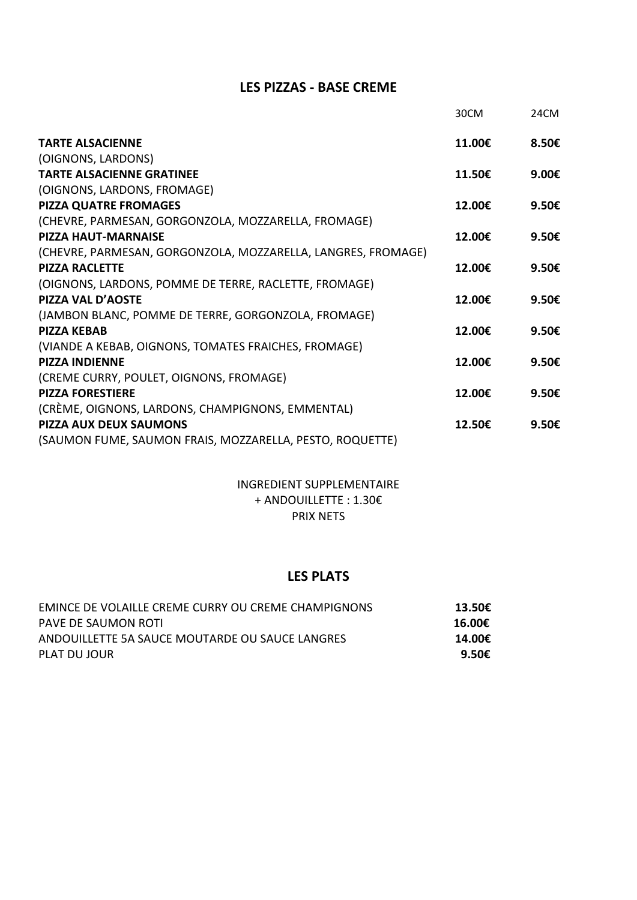## LES PIZZAS - BASE CREME

| | 30CM | 24CM |
|---|---|---|
| **TARTE ALSACIENNE** | **11.00€** | **8.50€** |
| (OIGNONS, LARDONS) | | |
| **TARTE ALSACIENNE GRATINEE** | **11.50€** | **9.00€** |
| (OIGNONS, LARDONS, FROMAGE) | | |
| **PIZZA QUATRE FROMAGES** | **12.00€** | **9.50€** |
| (CHEVRE, PARMESAN, GORGONZOLA, MOZZARELLA, FROMAGE) | | |
| **PIZZA HAUT-MARNAISE** | **12.00€** | **9.50€** |
| (CHEVRE, PARMESAN, GORGONZOLA, MOZZARELLA, LANGRES, FROMAGE) | | |
| **PIZZA RACLETTE** | **12.00€** | **9.50€** |
| (OIGNONS, LARDONS, POMME DE TERRE, RACLETTE, FROMAGE) | | |
| **PIZZA VAL D'AOSTE** | **12.00€** | **9.50€** |
| (JAMBON BLANC, POMME DE TERRE, GORGONZOLA, FROMAGE) | | |
| **PIZZA KEBAB** | **12.00€** | **9.50€** |
| (VIANDE A KEBAB, OIGNONS, TOMATES FRAICHES, FROMAGE) | | |
| **PIZZA INDIENNE** | **12.00€** | **9.50€** |
| (CREME CURRY, POULET, OIGNONS, FROMAGE) | | |
| **PIZZA FORESTIERE** | **12.00€** | **9.50€** |
| (CRÈME, OIGNONS, LARDONS, CHAMPIGNONS, EMMENTAL) | | |
| **PIZZA AUX DEUX SAUMONS** | **12.50€** | **9.50€** |
| (SAUMON FUME, SAUMON FRAIS, MOZZARELLA, PESTO, ROQUETTE) | | |

INGREDIENT SUPPLEMENTAIRE
+ ANDOUILLETTE : 1.30€
PRIX NETS

## LES PLATS

| | |
|---|---|
| EMINCE DE VOLAILLE CREME CURRY OU CREME CHAMPIGNONS | **13.50€** |
| PAVE DE SAUMON ROTI | **16.00€** |
| ANDOUILLETTE 5A SAUCE MOUTARDE OU SAUCE LANGRES | **14.00€** |
| PLAT DU JOUR | **9.50€** |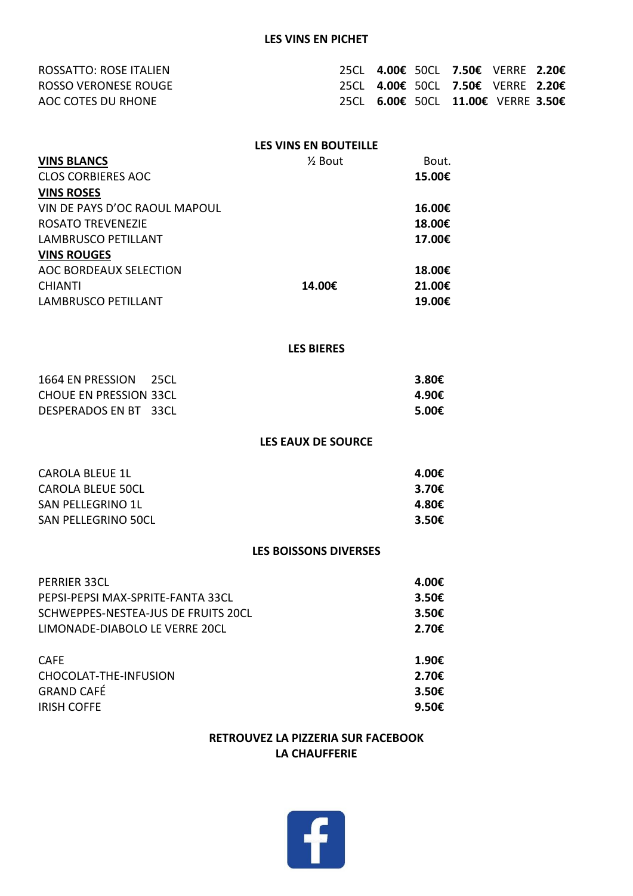## LES VINS EN PICHET

| | | | | | | |
|---|---|---|---|---|---|---|
| ROSSATTO: ROSE ITALIEN | 25CL | **4.00€** | 50CL | **7.50€** | VERRE | **2.20€** |
| ROSSO VERONESE ROUGE | 25CL | **4.00€** | 50CL | **7.50€** | VERRE | **2.20€** |
| AOC COTES DU RHONE | 25CL | **6.00€** | 50CL | **11.00€** | VERRE | **3.50€** |

## LES VINS EN BOUTEILLE

| | ½ Bout | Bout. |
|---|---|---|
| **VINS BLANCS** | | |
| CLOS CORBIERES AOC | | **15.00€** |
| **VINS ROSES** | | |
| VIN DE PAYS D'OC RAOUL MAPOUL | | **16.00€** |
| ROSATO TREVENEZIE | | **18.00€** |
| LAMBRUSCO PETILLANT | | **17.00€** |
| **VINS ROUGES** | | |
| AOC BORDEAUX SELECTION | | **18.00€** |
| CHIANTI | **14.00€** | **21.00€** |
| LAMBRUSCO PETILLANT | | **19.00€** |

## LES BIERES

| | |
|---|---|
| 1664 EN PRESSION 25CL | **3.80€** |
| CHOUE EN PRESSION 33CL | **4.90€** |
| DESPERADOS EN BT 33CL | **5.00€** |

## LES EAUX DE SOURCE

| | |
|---|---|
| CAROLA BLEUE 1L | **4.00€** |
| CAROLA BLEUE 50CL | **3.70€** |
| SAN PELLEGRINO 1L | **4.80€** |
| SAN PELLEGRINO 50CL | **3.50€** |

## LES BOISSONS DIVERSES

| | |
|---|---|
| PERRIER 33CL | **4.00€** |
| PEPSI-PEPSI MAX-SPRITE-FANTA 33CL | **3.50€** |
| SCHWEPPES-NESTEA-JUS DE FRUITS 20CL | **3.50€** |
| LIMONADE-DIABOLO LE VERRE 20CL | **2.70€** |

| | |
|---|---|
| CAFE | **1.90€** |
| CHOCOLAT-THE-INFUSION | **2.70€** |
| GRAND CAFÉ | **3.50€** |
| IRISH COFFE | **9.50€** |

**RETROUVEZ LA PIZZERIA SUR FACEBOOK**
**LA CHAUFFERIE**